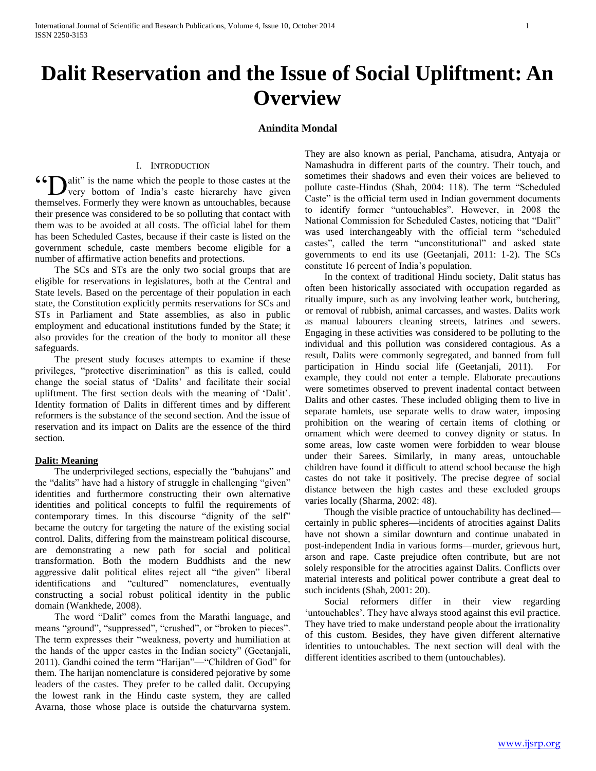# Dalit Reservation and the Issue of Social Upliftment: An Overview

**Anindita Mondal**

## I. Introduction

"Dalit" is the name which the people to those castes at the very bottom of India's caste hierarchy have given themselves. Formerly they were known as untouchables, because their presence was considered to be so polluting that contact with them was to be avoided at all costs. The official label for them has been Scheduled Castes, because if their caste is listed on the government schedule, caste members become eligible for a number of affirmative action benefits and protections.

The SCs and STs are the only two social groups that are eligible for reservations in legislatures, both at the Central and State levels. Based on the percentage of their population in each state, the Constitution explicitly permits reservations for SCs and STs in Parliament and State assemblies, as also in public employment and educational institutions funded by the State; it also provides for the creation of the body to monitor all these safeguards.

The present study focuses attempts to examine if these privileges, "protective discrimination" as this is called, could change the social status of 'Dalits' and facilitate their social upliftment. The first section deals with the meaning of 'Dalit'. Identity formation of Dalits in different times and by different reformers is the substance of the second section. And the issue of reservation and its impact on Dalits are the essence of the third section.

### Dalit: Meaning

The underprivileged sections, especially the "bahujans" and the "dalits" have had a history of struggle in challenging "given" identities and furthermore constructing their own alternative identities and political concepts to fulfil the requirements of contemporary times. In this discourse "dignity of the self" became the outcry for targeting the nature of the existing social control. Dalits, differing from the mainstream political discourse, are demonstrating a new path for social and political transformation. Both the modern Buddhists and the new aggressive dalit political elites reject all "the given" liberal identifications and "cultured" nomenclatures, eventually constructing a social robust political identity in the public domain (Wankhede, 2008).

The word "Dalit" comes from the Marathi language, and means "ground", "suppressed", "crushed", or "broken to pieces". The term expresses their "weakness, poverty and humiliation at the hands of the upper castes in the Indian society" (Geetanjali, 2011). Gandhi coined the term "Harijan"—"Children of God" for them. The harijan nomenclature is considered pejorative by some leaders of the castes. They prefer to be called dalit. Occupying the lowest rank in the Hindu caste system, they are called Avarna, those whose place is outside the chaturvarna system. They are also known as perial, Panchama, atisudra, Antyaja or Namashudra in different parts of the country. Their touch, and sometimes their shadows and even their voices are believed to pollute caste-Hindus (Shah, 2004: 118). The term "Scheduled Caste" is the official term used in Indian government documents to identify former "untouchables". However, in 2008 the National Commission for Scheduled Castes, noticing that "Dalit" was used interchangeably with the official term "scheduled castes", called the term "unconstitutional" and asked state governments to end its use (Geetanjali, 2011: 1-2). The SCs constitute 16 percent of India's population.

In the context of traditional Hindu society, Dalit status has often been historically associated with occupation regarded as ritually impure, such as any involving leather work, butchering, or removal of rubbish, animal carcasses, and wastes. Dalits work as manual labourers cleaning streets, latrines and sewers. Engaging in these activities was considered to be polluting to the individual and this pollution was considered contagious. As a result, Dalits were commonly segregated, and banned from full participation in Hindu social life (Geetanjali, 2011). For example, they could not enter a temple. Elaborate precautions were sometimes observed to prevent inadental contact between Dalits and other castes. These included obliging them to live in separate hamlets, use separate wells to draw water, imposing prohibition on the wearing of certain items of clothing or ornament which were deemed to convey dignity or status. In some areas, low caste women were forbidden to wear blouse under their Sarees. Similarly, in many areas, untouchable children have found it difficult to attend school because the high castes do not take it positively. The precise degree of social distance between the high castes and these excluded groups varies locally (Sharma, 2002: 48).

Though the visible practice of untouchability has declined—certainly in public spheres—incidents of atrocities against Dalits have not shown a similar downturn and continue unabated in post-independent India in various forms—murder, grievous hurt, arson and rape. Caste prejudice often contribute, but are not solely responsible for the atrocities against Dalits. Conflicts over material interests and political power contribute a great deal to such incidents (Shah, 2001: 20).

Social reformers differ in their view regarding 'untouchables'. They have always stood against this evil practice. They have tried to make understand people about the irrationality of this custom. Besides, they have given different alternative identities to untouchables. The next section will deal with the different identities ascribed to them (untouchables).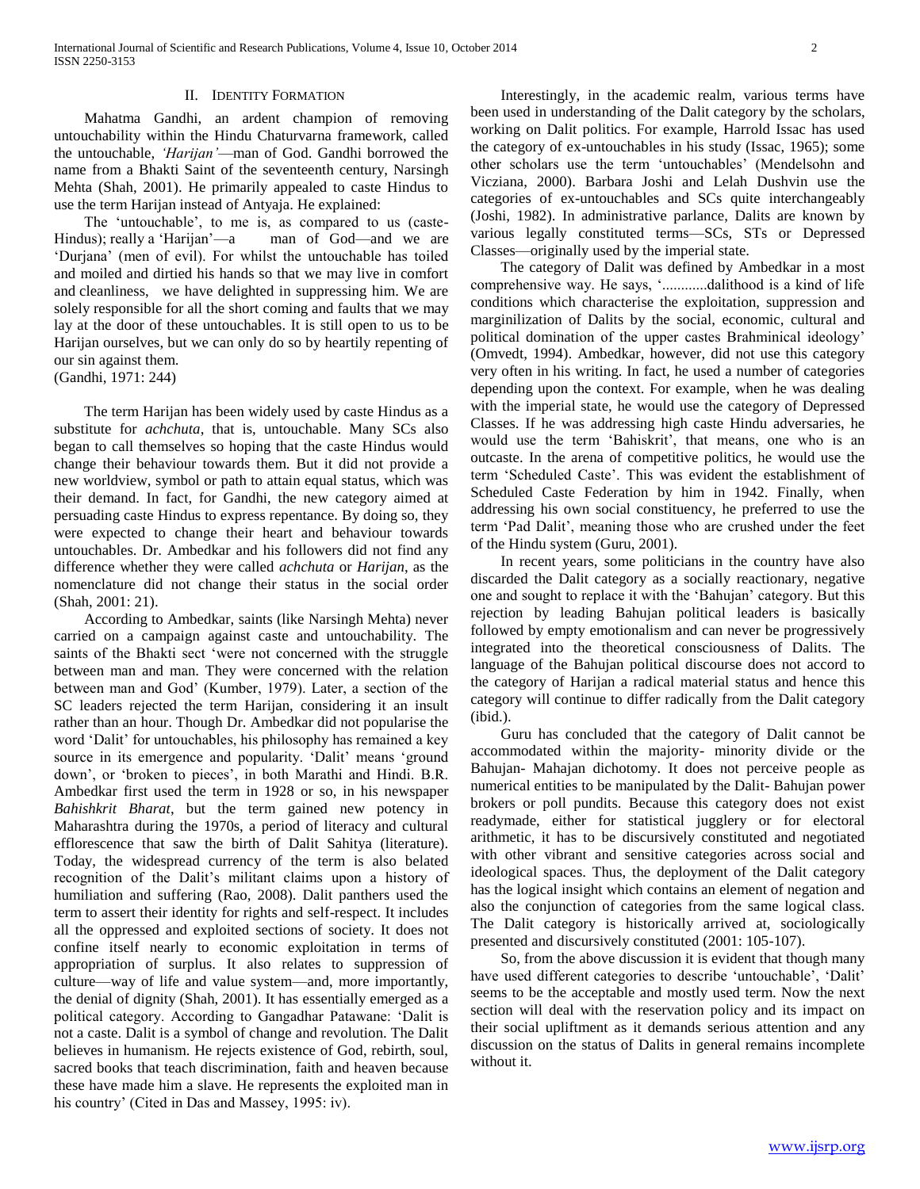## II. Identity Formation

Mahatma Gandhi, an ardent champion of removing untouchability within the Hindu Chaturvarna framework, called the untouchable, *'Harijan'*—man of God. Gandhi borrowed the name from a Bhakti Saint of the seventeenth century, Narsingh Mehta (Shah, 2001). He primarily appealed to caste Hindus to use the term Harijan instead of Antyaja. He explained:

> The 'untouchable', to me is, as compared to us (caste-Hindus); really a 'Harijan'—a man of God—and we are 'Durjana' (men of evil). For whilst the untouchable has toiled and moiled and dirtied his hands so that we may live in comfort and cleanliness, we have delighted in suppressing him. We are solely responsible for all the short coming and faults that we may lay at the door of these untouchables. It is still open to us to be Harijan ourselves, but we can only do so by heartily repenting of our sin against them.
> (Gandhi, 1971: 244)

The term Harijan has been widely used by caste Hindus as a substitute for *achchuta*, that is, untouchable. Many SCs also began to call themselves so hoping that the caste Hindus would change their behaviour towards them. But it did not provide a new worldview, symbol or path to attain equal status, which was their demand. In fact, for Gandhi, the new category aimed at persuading caste Hindus to express repentance. By doing so, they were expected to change their heart and behaviour towards untouchables. Dr. Ambedkar and his followers did not find any difference whether they were called *achchuta* or *Harijan*, as the nomenclature did not change their status in the social order (Shah, 2001: 21).

According to Ambedkar, saints (like Narsingh Mehta) never carried on a campaign against caste and untouchability. The saints of the Bhakti sect 'were not concerned with the struggle between man and man. They were concerned with the relation between man and God' (Kumber, 1979). Later, a section of the SC leaders rejected the term Harijan, considering it an insult rather than an hour. Though Dr. Ambedkar did not popularise the word 'Dalit' for untouchables, his philosophy has remained a key source in its emergence and popularity. 'Dalit' means 'ground down', or 'broken to pieces', in both Marathi and Hindi. B.R. Ambedkar first used the term in 1928 or so, in his newspaper *Bahishkrit Bharat*, but the term gained new potency in Maharashtra during the 1970s, a period of literacy and cultural efflorescence that saw the birth of Dalit Sahitya (literature). Today, the widespread currency of the term is also belated recognition of the Dalit's militant claims upon a history of humiliation and suffering (Rao, 2008). Dalit panthers used the term to assert their identity for rights and self-respect. It includes all the oppressed and exploited sections of society. It does not confine itself nearly to economic exploitation in terms of appropriation of surplus. It also relates to suppression of culture—way of life and value system—and, more importantly, the denial of dignity (Shah, 2001). It has essentially emerged as a political category. According to Gangadhar Patawane: 'Dalit is not a caste. Dalit is a symbol of change and revolution. The Dalit believes in humanism. He rejects existence of God, rebirth, soul, sacred books that teach discrimination, faith and heaven because these have made him a slave. He represents the exploited man in his country' (Cited in Das and Massey, 1995: iv).

Interestingly, in the academic realm, various terms have been used in understanding of the Dalit category by the scholars, working on Dalit politics. For example, Harrold Issac has used the category of ex-untouchables in his study (Issac, 1965); some other scholars use the term 'untouchables' (Mendelsohn and Vicziana, 2000). Barbara Joshi and Lelah Dushvin use the categories of ex-untouchables and SCs quite interchangeably (Joshi, 1982). In administrative parlance, Dalits are known by various legally constituted terms—SCs, STs or Depressed Classes—originally used by the imperial state.

The category of Dalit was defined by Ambedkar in a most comprehensive way. He says, '............dalithood is a kind of life conditions which characterise the exploitation, suppression and marginilization of Dalits by the social, economic, cultural and political domination of the upper castes Brahminical ideology' (Omvedt, 1994). Ambedkar, however, did not use this category very often in his writing. In fact, he used a number of categories depending upon the context. For example, when he was dealing with the imperial state, he would use the category of Depressed Classes. If he was addressing high caste Hindu adversaries, he would use the term 'Bahiskrit', that means, one who is an outcaste. In the arena of competitive politics, he would use the term 'Scheduled Caste'. This was evident the establishment of Scheduled Caste Federation by him in 1942. Finally, when addressing his own social constituency, he preferred to use the term 'Pad Dalit', meaning those who are crushed under the feet of the Hindu system (Guru, 2001).

In recent years, some politicians in the country have also discarded the Dalit category as a socially reactionary, negative one and sought to replace it with the 'Bahujan' category. But this rejection by leading Bahujan political leaders is basically followed by empty emotionalism and can never be progressively integrated into the theoretical consciousness of Dalits. The language of the Bahujan political discourse does not accord to the category of Harijan a radical material status and hence this category will continue to differ radically from the Dalit category (ibid.).

Guru has concluded that the category of Dalit cannot be accommodated within the majority- minority divide or the Bahujan- Mahajan dichotomy. It does not perceive people as numerical entities to be manipulated by the Dalit- Bahujan power brokers or poll pundits. Because this category does not exist readymade, either for statistical jugglery or for electoral arithmetic, it has to be discursively constituted and negotiated with other vibrant and sensitive categories across social and ideological spaces. Thus, the deployment of the Dalit category has the logical insight which contains an element of negation and also the conjunction of categories from the same logical class. The Dalit category is historically arrived at, sociologically presented and discursively constituted (2001: 105-107).

So, from the above discussion it is evident that though many have used different categories to describe 'untouchable', 'Dalit' seems to be the acceptable and mostly used term. Now the next section will deal with the reservation policy and its impact on their social upliftment as it demands serious attention and any discussion on the status of Dalits in general remains incomplete without it.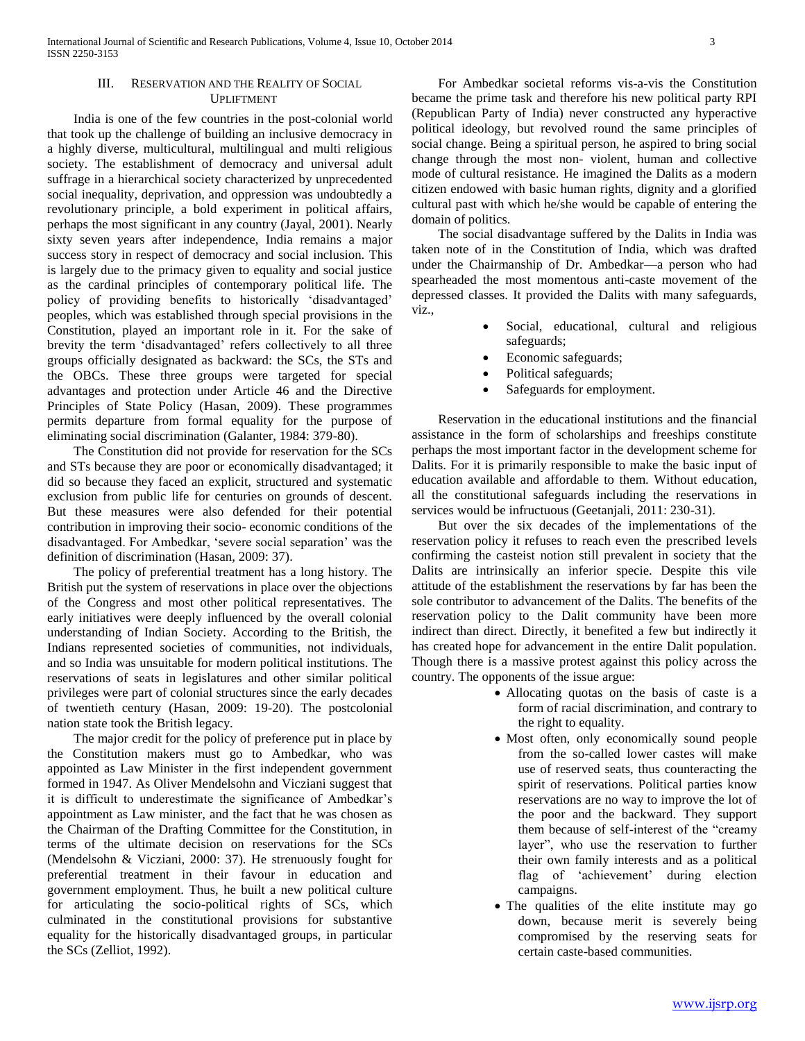## III. Reservation and the Reality of Social Upliftment

India is one of the few countries in the post-colonial world that took up the challenge of building an inclusive democracy in a highly diverse, multicultural, multilingual and multi religious society. The establishment of democracy and universal adult suffrage in a hierarchical society characterized by unprecedented social inequality, deprivation, and oppression was undoubtedly a revolutionary principle, a bold experiment in political affairs, perhaps the most significant in any country (Jayal, 2001). Nearly sixty seven years after independence, India remains a major success story in respect of democracy and social inclusion. This is largely due to the primacy given to equality and social justice as the cardinal principles of contemporary political life. The policy of providing benefits to historically 'disadvantaged' peoples, which was established through special provisions in the Constitution, played an important role in it. For the sake of brevity the term 'disadvantaged' refers collectively to all three groups officially designated as backward: the SCs, the STs and the OBCs. These three groups were targeted for special advantages and protection under Article 46 and the Directive Principles of State Policy (Hasan, 2009). These programmes permits departure from formal equality for the purpose of eliminating social discrimination (Galanter, 1984: 379-80).

The Constitution did not provide for reservation for the SCs and STs because they are poor or economically disadvantaged; it did so because they faced an explicit, structured and systematic exclusion from public life for centuries on grounds of descent. But these measures were also defended for their potential contribution in improving their socio- economic conditions of the disadvantaged. For Ambedkar, 'severe social separation' was the definition of discrimination (Hasan, 2009: 37).

The policy of preferential treatment has a long history. The British put the system of reservations in place over the objections of the Congress and most other political representatives. The early initiatives were deeply influenced by the overall colonial understanding of Indian Society. According to the British, the Indians represented societies of communities, not individuals, and so India was unsuitable for modern political institutions. The reservations of seats in legislatures and other similar political privileges were part of colonial structures since the early decades of twentieth century (Hasan, 2009: 19-20). The postcolonial nation state took the British legacy.

The major credit for the policy of preference put in place by the Constitution makers must go to Ambedkar, who was appointed as Law Minister in the first independent government formed in 1947. As Oliver Mendelsohn and Vicziani suggest that it is difficult to underestimate the significance of Ambedkar's appointment as Law minister, and the fact that he was chosen as the Chairman of the Drafting Committee for the Constitution, in terms of the ultimate decision on reservations for the SCs (Mendelsohn & Vicziani, 2000: 37). He strenuously fought for preferential treatment in their favour in education and government employment. Thus, he built a new political culture for articulating the socio-political rights of SCs, which culminated in the constitutional provisions for substantive equality for the historically disadvantaged groups, in particular the SCs (Zelliot, 1992).

For Ambedkar societal reforms vis-a-vis the Constitution became the prime task and therefore his new political party RPI (Republican Party of India) never constructed any hyperactive political ideology, but revolved round the same principles of social change. Being a spiritual person, he aspired to bring social change through the most non- violent, human and collective mode of cultural resistance. He imagined the Dalits as a modern citizen endowed with basic human rights, dignity and a glorified cultural past with which he/she would be capable of entering the domain of politics.

The social disadvantage suffered by the Dalits in India was taken note of in the Constitution of India, which was drafted under the Chairmanship of Dr. Ambedkar—a person who had spearheaded the most momentous anti-caste movement of the depressed classes. It provided the Dalits with many safeguards, viz.,

- Social, educational, cultural and religious safeguards;
- Economic safeguards;
- Political safeguards;
- Safeguards for employment.

Reservation in the educational institutions and the financial assistance in the form of scholarships and freeships constitute perhaps the most important factor in the development scheme for Dalits. For it is primarily responsible to make the basic input of education available and affordable to them. Without education, all the constitutional safeguards including the reservations in services would be infructuous (Geetanjali, 2011: 230-31).

But over the six decades of the implementations of the reservation policy it refuses to reach even the prescribed levels confirming the casteist notion still prevalent in society that the Dalits are intrinsically an inferior specie. Despite this vile attitude of the establishment the reservations by far has been the sole contributor to advancement of the Dalits. The benefits of the reservation policy to the Dalit community have been more indirect than direct. Directly, it benefited a few but indirectly it has created hope for advancement in the entire Dalit population. Though there is a massive protest against this policy across the country. The opponents of the issue argue:

- Allocating quotas on the basis of caste is a form of racial discrimination, and contrary to the right to equality.
- Most often, only economically sound people from the so-called lower castes will make use of reserved seats, thus counteracting the spirit of reservations. Political parties know reservations are no way to improve the lot of the poor and the backward. They support them because of self-interest of the "creamy layer", who use the reservation to further their own family interests and as a political flag of 'achievement' during election campaigns.
- The qualities of the elite institute may go down, because merit is severely being compromised by the reserving seats for certain caste-based communities.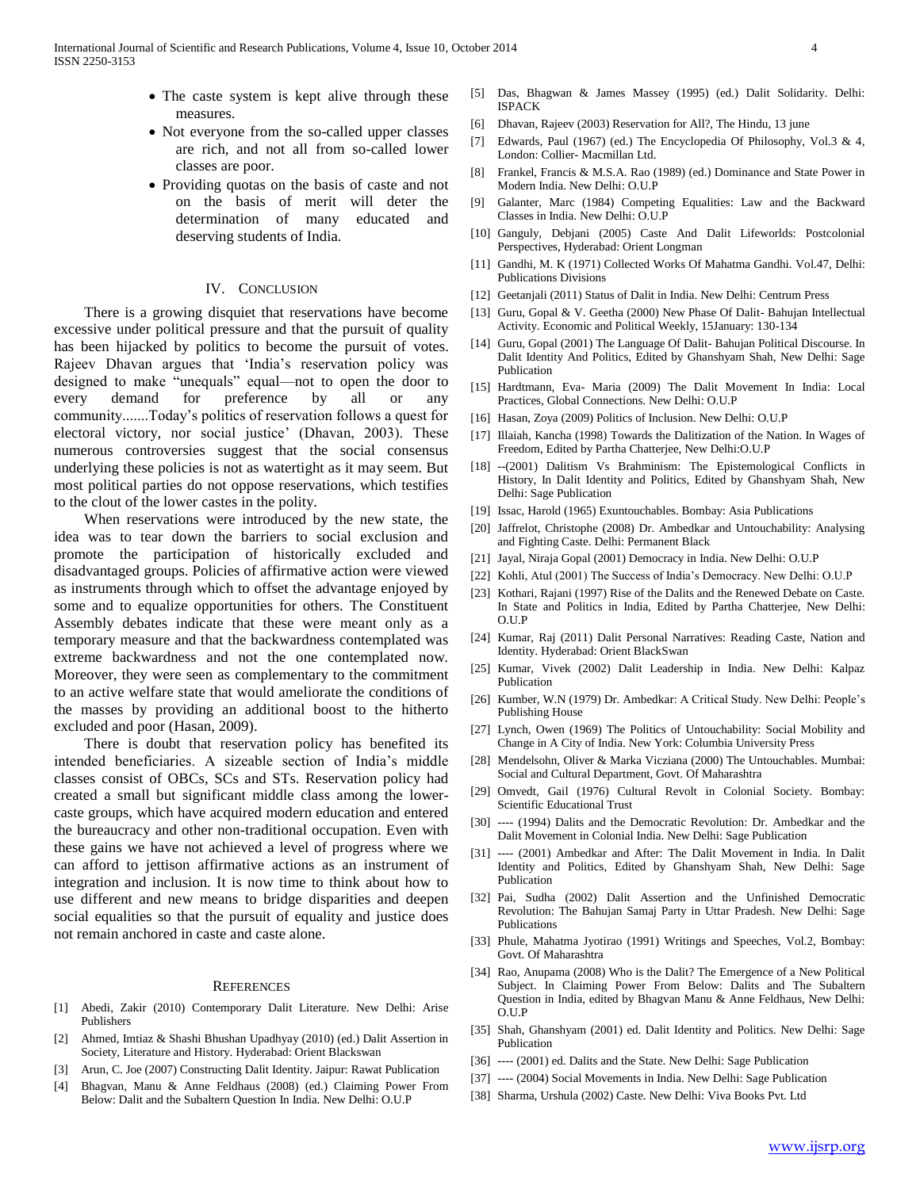- The caste system is kept alive through these measures.
- Not everyone from the so-called upper classes are rich, and not all from so-called lower classes are poor.
- Providing quotas on the basis of caste and not on the basis of merit will deter the determination of many educated and deserving students of India.

## IV. Conclusion

There is a growing disquiet that reservations have become excessive under political pressure and that the pursuit of quality has been hijacked by politics to become the pursuit of votes. Rajeev Dhavan argues that 'India's reservation policy was designed to make "unequals" equal—not to open the door to every demand for preference by all or any community.......Today's politics of reservation follows a quest for electoral victory, nor social justice' (Dhavan, 2003). These numerous controversies suggest that the social consensus underlying these policies is not as watertight as it may seem. But most political parties do not oppose reservations, which testifies to the clout of the lower castes in the polity.

When reservations were introduced by the new state, the idea was to tear down the barriers to social exclusion and promote the participation of historically excluded and disadvantaged groups. Policies of affirmative action were viewed as instruments through which to offset the advantage enjoyed by some and to equalize opportunities for others. The Constituent Assembly debates indicate that these were meant only as a temporary measure and that the backwardness contemplated was extreme backwardness and not the one contemplated now. Moreover, they were seen as complementary to the commitment to an active welfare state that would ameliorate the conditions of the masses by providing an additional boost to the hitherto excluded and poor (Hasan, 2009).

There is doubt that reservation policy has benefited its intended beneficiaries. A sizeable section of India's middle classes consist of OBCs, SCs and STs. Reservation policy had created a small but significant middle class among the lower-caste groups, which have acquired modern education and entered the bureaucracy and other non-traditional occupation. Even with these gains we have not achieved a level of progress where we can afford to jettison affirmative actions as an instrument of integration and inclusion. It is now time to think about how to use different and new means to bridge disparities and deepen social equalities so that the pursuit of equality and justice does not remain anchored in caste and caste alone.

## References

[1] Abedi, Zakir (2010) Contemporary Dalit Literature. New Delhi: Arise Publishers

[2] Ahmed, Imtiaz & Shashi Bhushan Upadhyay (2010) (ed.) Dalit Assertion in Society, Literature and History. Hyderabad: Orient Blackswan

[3] Arun, C. Joe (2007) Constructing Dalit Identity. Jaipur: Rawat Publication

[4] Bhagvan, Manu & Anne Feldhaus (2008) (ed.) Claiming Power From Below: Dalit and the Subaltern Question In India. New Delhi: O.U.P

[5] Das, Bhagwan & James Massey (1995) (ed.) Dalit Solidarity. Delhi: ISPACK

[6] Dhavan, Rajeev (2003) Reservation for All?, The Hindu, 13 june

[7] Edwards, Paul (1967) (ed.) The Encyclopedia Of Philosophy, Vol.3 & 4, London: Collier- Macmillan Ltd.

[8] Frankel, Francis & M.S.A. Rao (1989) (ed.) Dominance and State Power in Modern India. New Delhi: O.U.P

[9] Galanter, Marc (1984) Competing Equalities: Law and the Backward Classes in India. New Delhi: O.U.P

[10] Ganguly, Debjani (2005) Caste And Dalit Lifeworlds: Postcolonial Perspectives, Hyderabad: Orient Longman

[11] Gandhi, M. K (1971) Collected Works Of Mahatma Gandhi. Vol.47, Delhi: Publications Divisions

[12] Geetanjali (2011) Status of Dalit in India. New Delhi: Centrum Press

[13] Guru, Gopal & V. Geetha (2000) New Phase Of Dalit- Bahujan Intellectual Activity. Economic and Political Weekly, 15January: 130-134

[14] Guru, Gopal (2001) The Language Of Dalit- Bahujan Political Discourse. In Dalit Identity And Politics, Edited by Ghanshyam Shah, New Delhi: Sage Publication

[15] Hardtmann, Eva- Maria (2009) The Dalit Movement In India: Local Practices, Global Connections. New Delhi: O.U.P

[16] Hasan, Zoya (2009) Politics of Inclusion. New Delhi: O.U.P

[17] Illaiah, Kancha (1998) Towards the Dalitization of the Nation. In Wages of Freedom, Edited by Partha Chatterjee, New Delhi:O.U.P

[18] --(2001) Dalitism Vs Brahminism: The Epistemological Conflicts in History, In Dalit Identity and Politics, Edited by Ghanshyam Shah, New Delhi: Sage Publication

[19] Issac, Harold (1965) Exuntouchables. Bombay: Asia Publications

[20] Jaffrelot, Christophe (2008) Dr. Ambedkar and Untouchability: Analysing and Fighting Caste. Delhi: Permanent Black

[21] Jayal, Niraja Gopal (2001) Democracy in India. New Delhi: O.U.P

[22] Kohli, Atul (2001) The Success of India's Democracy. New Delhi: O.U.P

[23] Kothari, Rajani (1997) Rise of the Dalits and the Renewed Debate on Caste. In State and Politics in India, Edited by Partha Chatterjee, New Delhi: O.U.P

[24] Kumar, Raj (2011) Dalit Personal Narratives: Reading Caste, Nation and Identity. Hyderabad: Orient BlackSwan

[25] Kumar, Vivek (2002) Dalit Leadership in India. New Delhi: Kalpaz Publication

[26] Kumber, W.N (1979) Dr. Ambedkar: A Critical Study. New Delhi: People's Publishing House

[27] Lynch, Owen (1969) The Politics of Untouchability: Social Mobility and Change in A City of India. New York: Columbia University Press

[28] Mendelsohn, Oliver & Marka Viczziana (2000) The Untouchables. Mumbai: Social and Cultural Department, Govt. Of Maharashtra

[29] Omvedt, Gail (1976) Cultural Revolt in Colonial Society. Bombay: Scientific Educational Trust

[30] ---- (1994) Dalits and the Democratic Revolution: Dr. Ambedkar and the Dalit Movement in Colonial India. New Delhi: Sage Publication

[31] ---- (2001) Ambedkar and After: The Dalit Movement in India. In Dalit Identity and Politics, Edited by Ghanshyam Shah, New Delhi: Sage Publication

[32] Pai, Sudha (2002) Dalit Assertion and the Unfinished Democratic Revolution: The Bahujan Samaj Party in Uttar Pradesh. New Delhi: Sage Publications

[33] Phule, Mahatma Jyotirao (1991) Writings and Speeches, Vol.2, Bombay: Govt. Of Maharashtra

[34] Rao, Anupama (2008) Who is the Dalit? The Emergence of a New Political Subject. In Claiming Power From Below: Dalits and The Subaltern Question in India, edited by Bhagvan Manu & Anne Feldhaus, New Delhi: O.U.P

[35] Shah, Ghanshyam (2001) ed. Dalit Identity and Politics. New Delhi: Sage Publication

[36] ---- (2001) ed. Dalits and the State. New Delhi: Sage Publication

[37] ---- (2004) Social Movements in India. New Delhi: Sage Publication

[38] Sharma, Urshula (2002) Caste. New Delhi: Viva Books Pvt. Ltd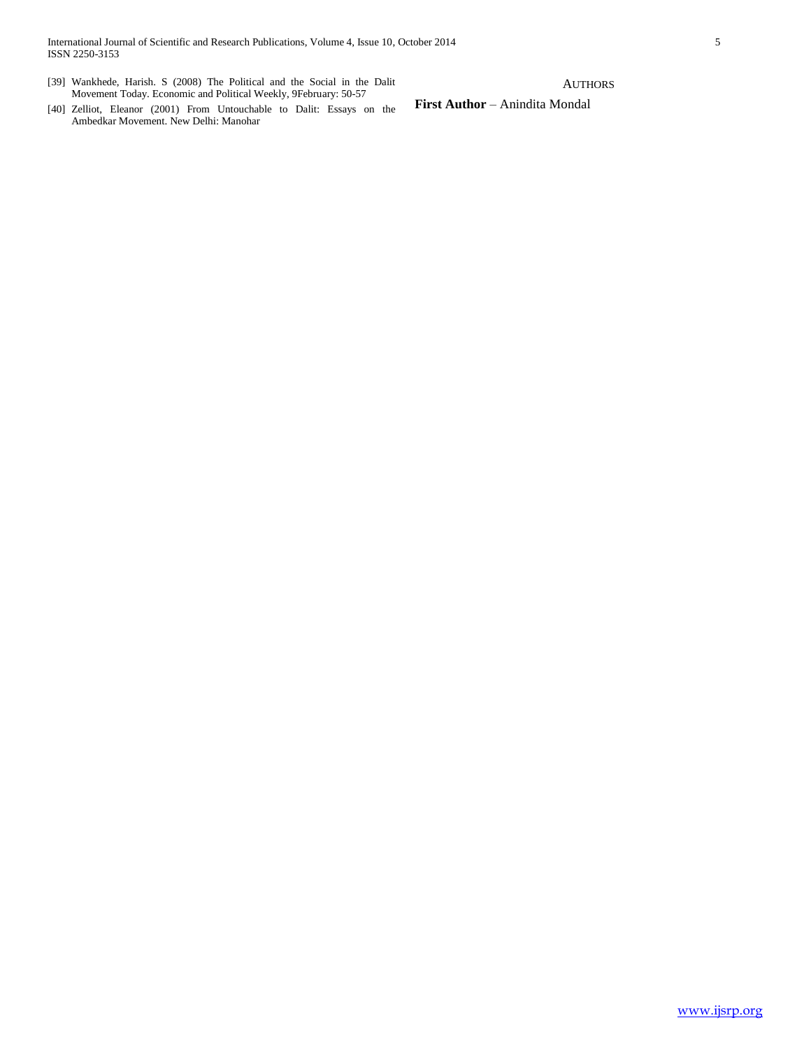[39] Wankhede, Harish. S (2008) The Political and the Social in the Dalit Movement Today. Economic and Political Weekly, 9February: 50-57

[40] Zelliot, Eleanor (2001) From Untouchable to Dalit: Essays on the Ambedkar Movement. New Delhi: Manohar

## AUTHORS

**First Author** – Anindita Mondal